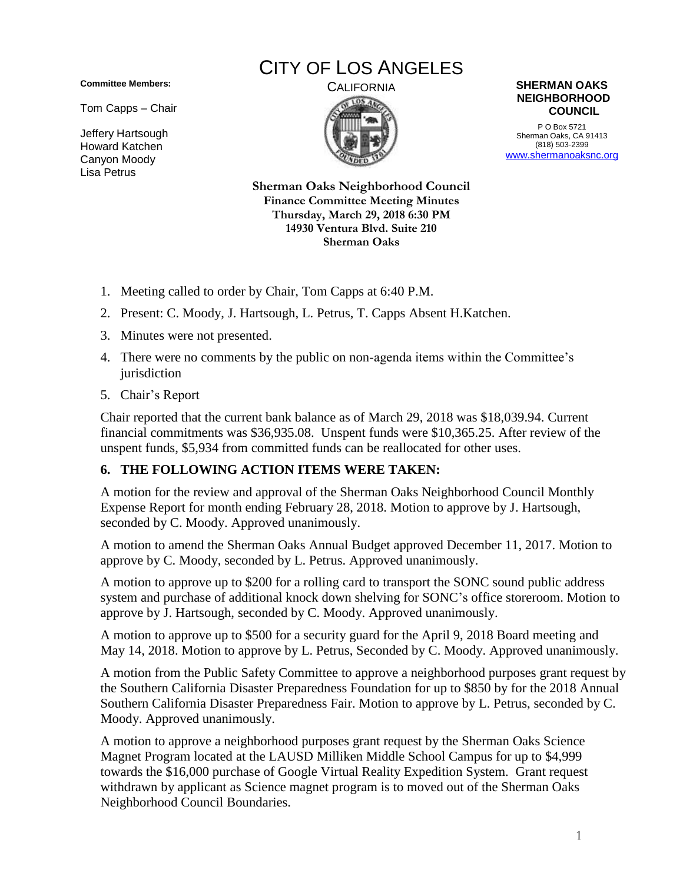**Committee Members:**

Tom Capps – Chair

Jeffery Hartsough
Howard Katchen
Canyon Moody
Lisa Petrus

# CITY OF LOS ANGELES

CALIFORNIA

**SHERMAN OAKS NEIGHBORHOOD COUNCIL**

P O Box 5721
Sherman Oaks, CA 91413
(818) 503-2399
www.shermanoaksnc.org

**Sherman Oaks Neighborhood Council**
**Finance Committee Meeting Minutes**
**Thursday, March 29, 2018 6:30 PM**
**14930 Ventura Blvd. Suite 210**
**Sherman Oaks**

1. Meeting called to order by Chair, Tom Capps at 6:40 P.M.
2. Present: C. Moody, J. Hartsough, L. Petrus, T. Capps Absent H.Katchen.
3. Minutes were not presented.
4. There were no comments by the public on non-agenda items within the Committee's jurisdiction
5. Chair's Report

Chair reported that the current bank balance as of March 29, 2018 was $18,039.94. Current financial commitments was $36,935.08. Unspent funds were $10,365.25. After review of the unspent funds, $5,934 from committed funds can be reallocated for other uses.

**6. THE FOLLOWING ACTION ITEMS WERE TAKEN:**

A motion for the review and approval of the Sherman Oaks Neighborhood Council Monthly Expense Report for month ending February 28, 2018. Motion to approve by J. Hartsough, seconded by C. Moody. Approved unanimously.

A motion to amend the Sherman Oaks Annual Budget approved December 11, 2017. Motion to approve by C. Moody, seconded by L. Petrus. Approved unanimously.

A motion to approve up to $200 for a rolling card to transport the SONC sound public address system and purchase of additional knock down shelving for SONC's office storeroom. Motion to approve by J. Hartsough, seconded by C. Moody. Approved unanimously.

A motion to approve up to $500 for a security guard for the April 9, 2018 Board meeting and May 14, 2018. Motion to approve by L. Petrus, Seconded by C. Moody. Approved unanimously.

A motion from the Public Safety Committee to approve a neighborhood purposes grant request by the Southern California Disaster Preparedness Foundation for up to $850 by for the 2018 Annual Southern California Disaster Preparedness Fair. Motion to approve by L. Petrus, seconded by C. Moody. Approved unanimously.

A motion to approve a neighborhood purposes grant request by the Sherman Oaks Science Magnet Program located at the LAUSD Milliken Middle School Campus for up to $4,999 towards the $16,000 purchase of Google Virtual Reality Expedition System. Grant request withdrawn by applicant as Science magnet program is to moved out of the Sherman Oaks Neighborhood Council Boundaries.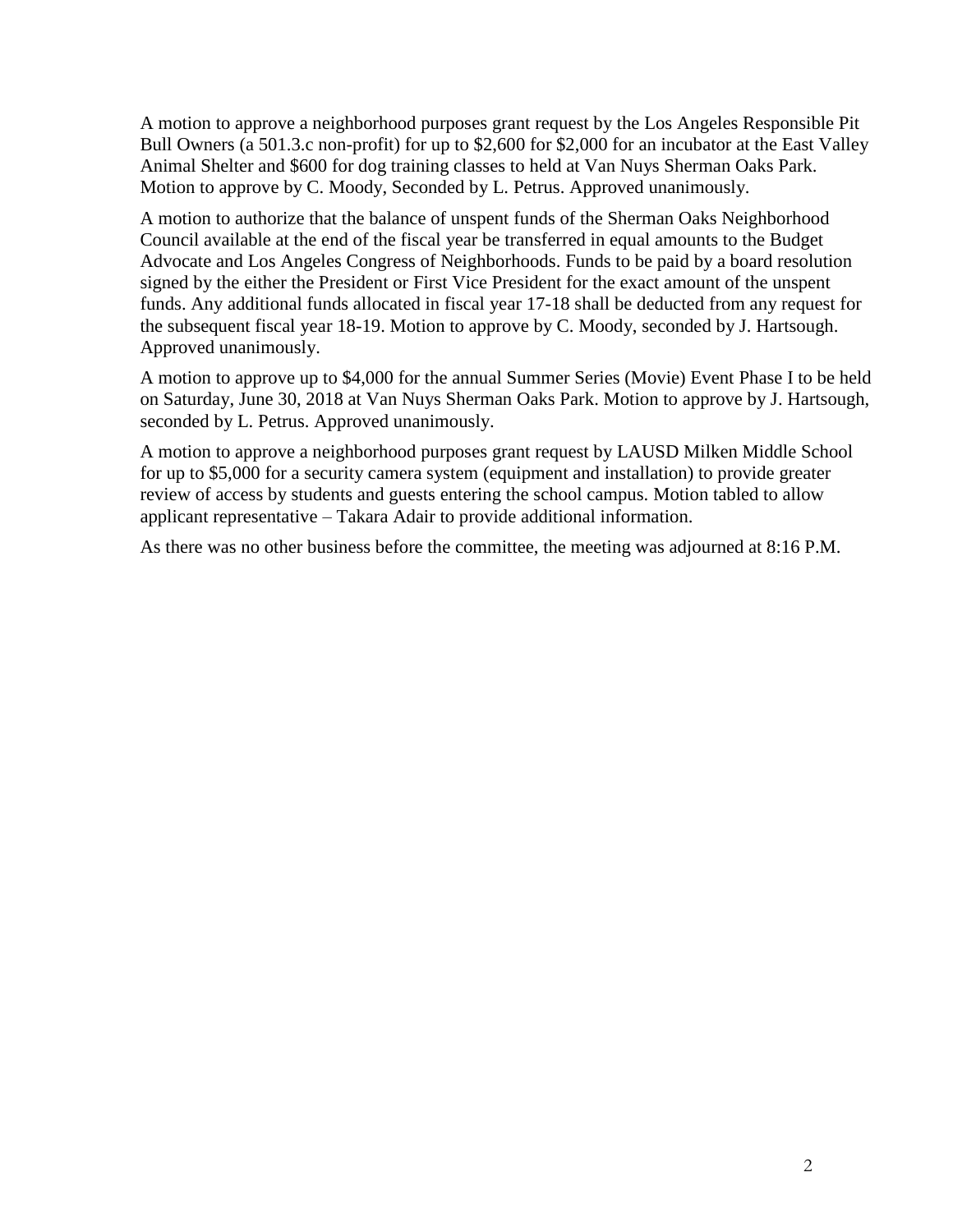A motion to approve a neighborhood purposes grant request by the Los Angeles Responsible Pit Bull Owners (a 501.3.c non-profit) for up to $2,600 for $2,000 for an incubator at the East Valley Animal Shelter and $600 for dog training classes to held at Van Nuys Sherman Oaks Park. Motion to approve by C. Moody, Seconded by L. Petrus. Approved unanimously.

A motion to authorize that the balance of unspent funds of the Sherman Oaks Neighborhood Council available at the end of the fiscal year be transferred in equal amounts to the Budget Advocate and Los Angeles Congress of Neighborhoods. Funds to be paid by a board resolution signed by the either the President or First Vice President for the exact amount of the unspent funds. Any additional funds allocated in fiscal year 17-18 shall be deducted from any request for the subsequent fiscal year 18-19. Motion to approve by C. Moody, seconded by J. Hartsough. Approved unanimously.

A motion to approve up to $4,000 for the annual Summer Series (Movie) Event Phase I to be held on Saturday, June 30, 2018 at Van Nuys Sherman Oaks Park. Motion to approve by J. Hartsough, seconded by L. Petrus. Approved unanimously.

A motion to approve a neighborhood purposes grant request by LAUSD Milken Middle School for up to $5,000 for a security camera system (equipment and installation) to provide greater review of access by students and guests entering the school campus. Motion tabled to allow applicant representative – Takara Adair to provide additional information.

As there was no other business before the committee, the meeting was adjourned at 8:16 P.M.